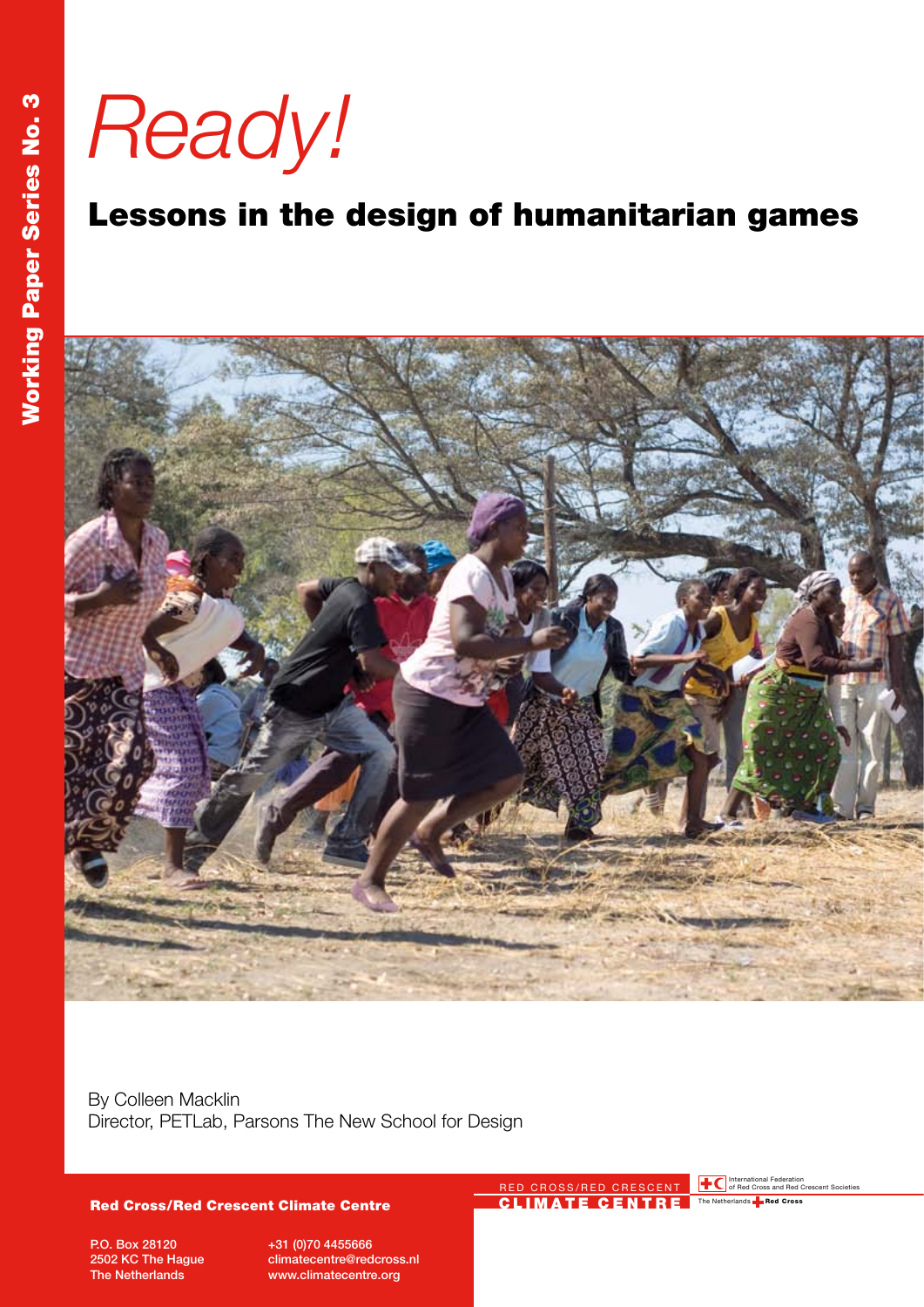Working Paper Series No. 3

# *Ready!*

## Lessons in the design of humanitarian games

By Colleen Macklin
Director, PETLab, Parsons The New School for Design

**Red Cross/Red Crescent Climate Centre**

P.O. Box 28120
2502 KC The Hague
The Netherlands

+31 (0)70 4455666
climatecentre@redcross.nl
www.climatecentre.org

RED CROSS/RED CRESCENT
CLIMATE CENTRE

International Federation of Red Cross and Red Crescent Societies

The Netherlands Red Cross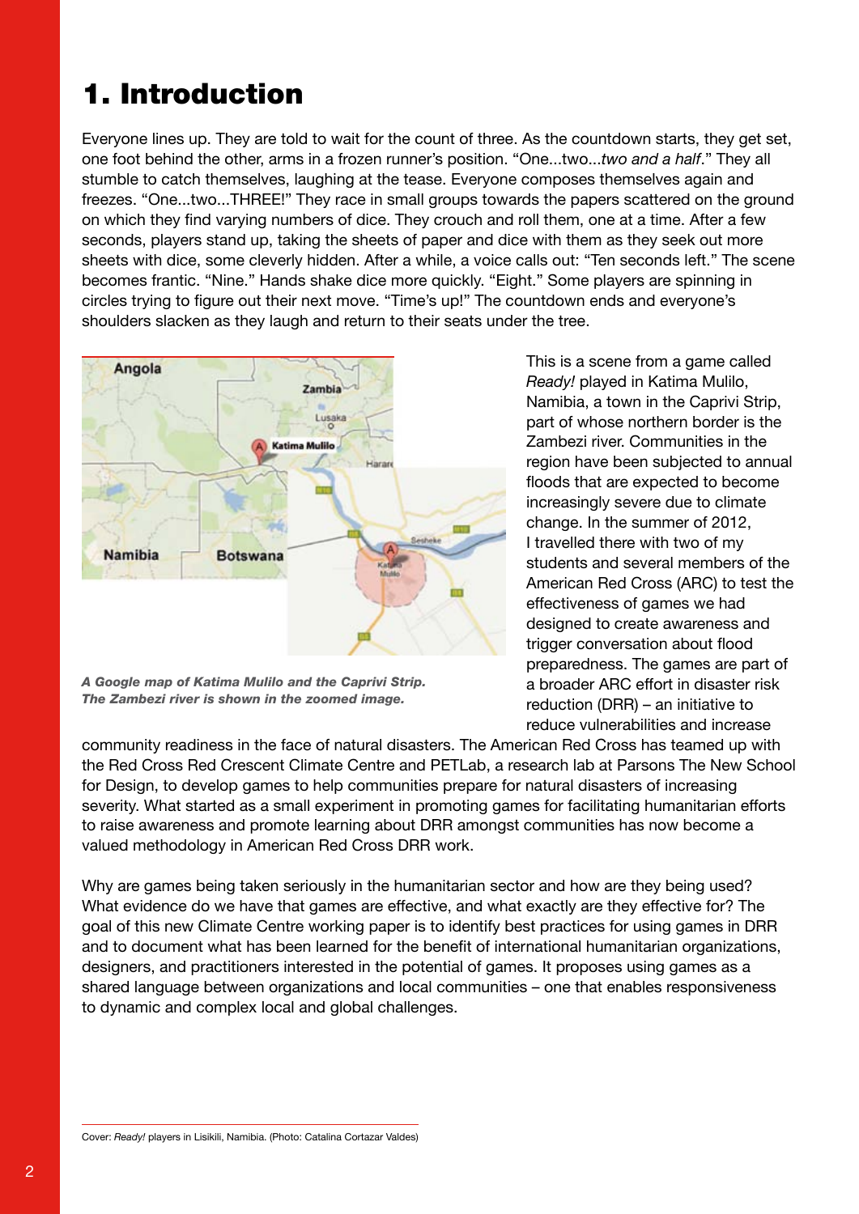# 1. Introduction

Everyone lines up. They are told to wait for the count of three. As the countdown starts, they get set, one foot behind the other, arms in a frozen runner's position. "One...two...*two and a half*." They all stumble to catch themselves, laughing at the tease. Everyone composes themselves again and freezes. "One...two...THREE!" They race in small groups towards the papers scattered on the ground on which they find varying numbers of dice. They crouch and roll them, one at a time. After a few seconds, players stand up, taking the sheets of paper and dice with them as they seek out more sheets with dice, some cleverly hidden. After a while, a voice calls out: "Ten seconds left." The scene becomes frantic. "Nine." Hands shake dice more quickly. "Eight." Some players are spinning in circles trying to figure out their next move. "Time's up!" The countdown ends and everyone's shoulders slacken as they laugh and return to their seats under the tree.

***A Google map of Katima Mulilo and the Caprivi Strip. The Zambezi river is shown in the zoomed image.***

This is a scene from a game called *Ready!* played in Katima Mulilo, Namibia, a town in the Caprivi Strip, part of whose northern border is the Zambezi river. Communities in the region have been subjected to annual floods that are expected to become increasingly severe due to climate change. In the summer of 2012, I travelled there with two of my students and several members of the American Red Cross (ARC) to test the effectiveness of games we had designed to create awareness and trigger conversation about flood preparedness. The games are part of a broader ARC effort in disaster risk reduction (DRR) – an initiative to reduce vulnerabilities and increase community readiness in the face of natural disasters. The American Red Cross has teamed up with the Red Cross Red Crescent Climate Centre and PETLab, a research lab at Parsons The New School for Design, to develop games to help communities prepare for natural disasters of increasing severity. What started as a small experiment in promoting games for facilitating humanitarian efforts to raise awareness and promote learning about DRR amongst communities has now become a valued methodology in American Red Cross DRR work.

Why are games being taken seriously in the humanitarian sector and how are they being used? What evidence do we have that games are effective, and what exactly are they effective for? The goal of this new Climate Centre working paper is to identify best practices for using games in DRR and to document what has been learned for the benefit of international humanitarian organizations, designers, and practitioners interested in the potential of games. It proposes using games as a shared language between organizations and local communities – one that enables responsiveness to dynamic and complex local and global challenges.

Cover: *Ready!* players in Lisikili, Namibia. (Photo: Catalina Cortazar Valdes)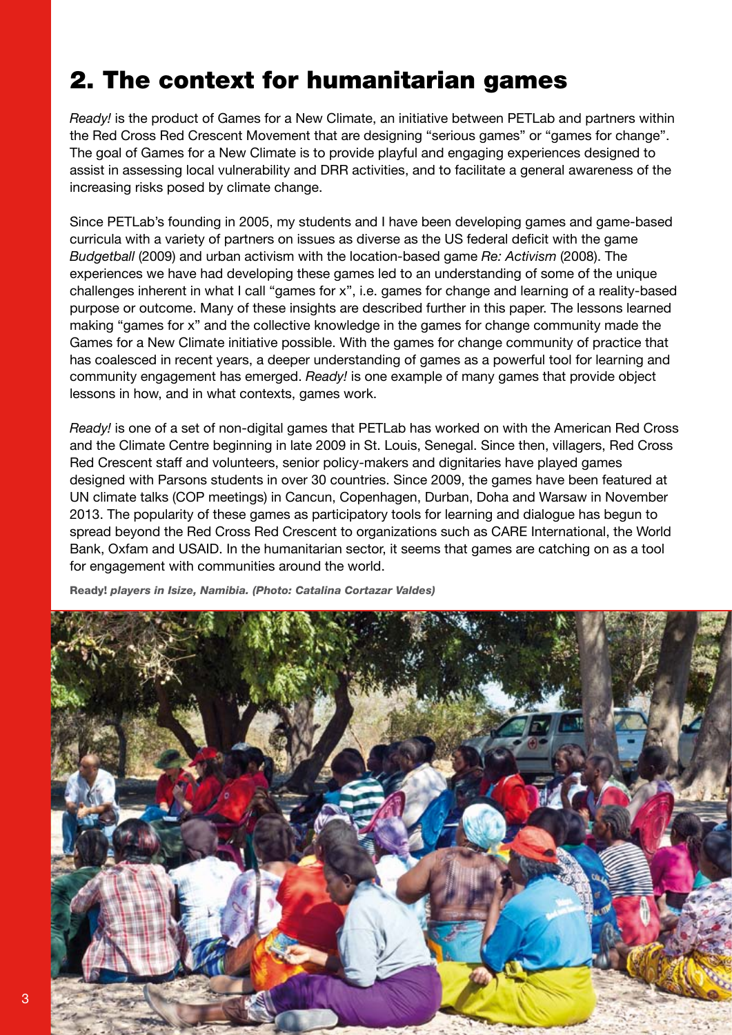## 2. The context for humanitarian games

*Ready!* is the product of Games for a New Climate, an initiative between PETLab and partners within the Red Cross Red Crescent Movement that are designing "serious games" or "games for change". The goal of Games for a New Climate is to provide playful and engaging experiences designed to assist in assessing local vulnerability and DRR activities, and to facilitate a general awareness of the increasing risks posed by climate change.

Since PETLab's founding in 2005, my students and I have been developing games and game-based curricula with a variety of partners on issues as diverse as the US federal deficit with the game *Budgetball* (2009) and urban activism with the location-based game *Re: Activism* (2008). The experiences we have had developing these games led to an understanding of some of the unique challenges inherent in what I call "games for x", i.e. games for change and learning of a reality-based purpose or outcome. Many of these insights are described further in this paper. The lessons learned making "games for x" and the collective knowledge in the games for change community made the Games for a New Climate initiative possible. With the games for change community of practice that has coalesced in recent years, a deeper understanding of games as a powerful tool for learning and community engagement has emerged. *Ready!* is one example of many games that provide object lessons in how, and in what contexts, games work.

*Ready!* is one of a set of non-digital games that PETLab has worked on with the American Red Cross and the Climate Centre beginning in late 2009 in St. Louis, Senegal. Since then, villagers, Red Cross Red Crescent staff and volunteers, senior policy-makers and dignitaries have played games designed with Parsons students in over 30 countries. Since 2009, the games have been featured at UN climate talks (COP meetings) in Cancun, Copenhagen, Durban, Doha and Warsaw in November 2013. The popularity of these games as participatory tools for learning and dialogue has begun to spread beyond the Red Cross Red Crescent to organizations such as CARE International, the World Bank, Oxfam and USAID. In the humanitarian sector, it seems that games are catching on as a tool for engagement with communities around the world.

**Ready!** ***players in Isize, Namibia. (Photo: Catalina Cortazar Valdes)***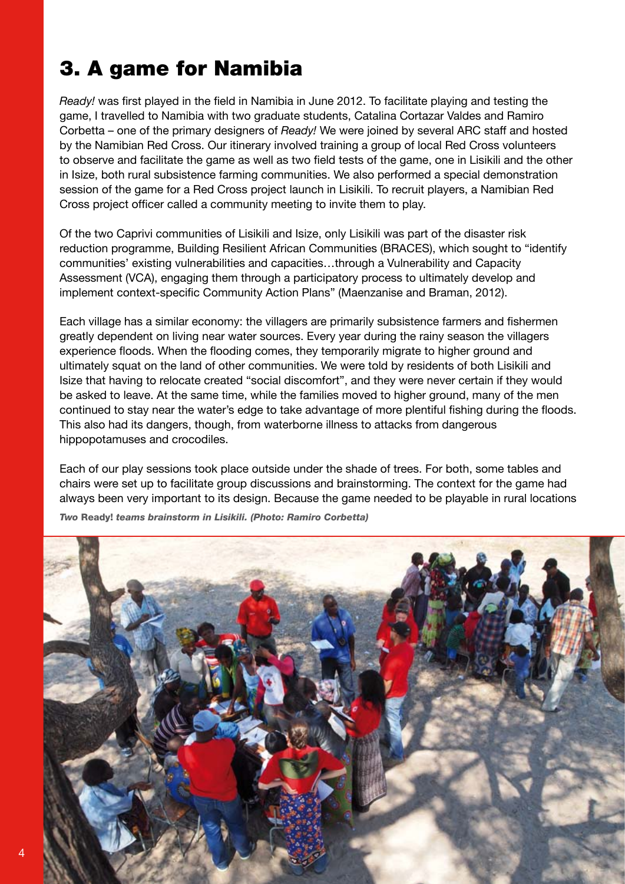# 3. A game for Namibia

*Ready!* was first played in the field in Namibia in June 2012. To facilitate playing and testing the game, I travelled to Namibia with two graduate students, Catalina Cortazar Valdes and Ramiro Corbetta – one of the primary designers of *Ready!* We were joined by several ARC staff and hosted by the Namibian Red Cross. Our itinerary involved training a group of local Red Cross volunteers to observe and facilitate the game as well as two field tests of the game, one in Lisikili and the other in Isize, both rural subsistence farming communities. We also performed a special demonstration session of the game for a Red Cross project launch in Lisikili. To recruit players, a Namibian Red Cross project officer called a community meeting to invite them to play.

Of the two Caprivi communities of Lisikili and Isize, only Lisikili was part of the disaster risk reduction programme, Building Resilient African Communities (BRACES), which sought to "identify communities' existing vulnerabilities and capacities…through a Vulnerability and Capacity Assessment (VCA), engaging them through a participatory process to ultimately develop and implement context-specific Community Action Plans" (Maenzanise and Braman, 2012).

Each village has a similar economy: the villagers are primarily subsistence farmers and fishermen greatly dependent on living near water sources. Every year during the rainy season the villagers experience floods. When the flooding comes, they temporarily migrate to higher ground and ultimately squat on the land of other communities. We were told by residents of both Lisikili and Isize that having to relocate created "social discomfort", and they were never certain if they would be asked to leave. At the same time, while the families moved to higher ground, many of the men continued to stay near the water's edge to take advantage of more plentiful fishing during the floods. This also had its dangers, though, from waterborne illness to attacks from dangerous hippopotamuses and crocodiles.

Each of our play sessions took place outside under the shade of trees. For both, some tables and chairs were set up to facilitate group discussions and brainstorming. The context for the game had always been very important to its design. Because the game needed to be playable in rural locations

***Two* Ready!** ***teams brainstorm in Lisikili. (Photo: Ramiro Corbetta)***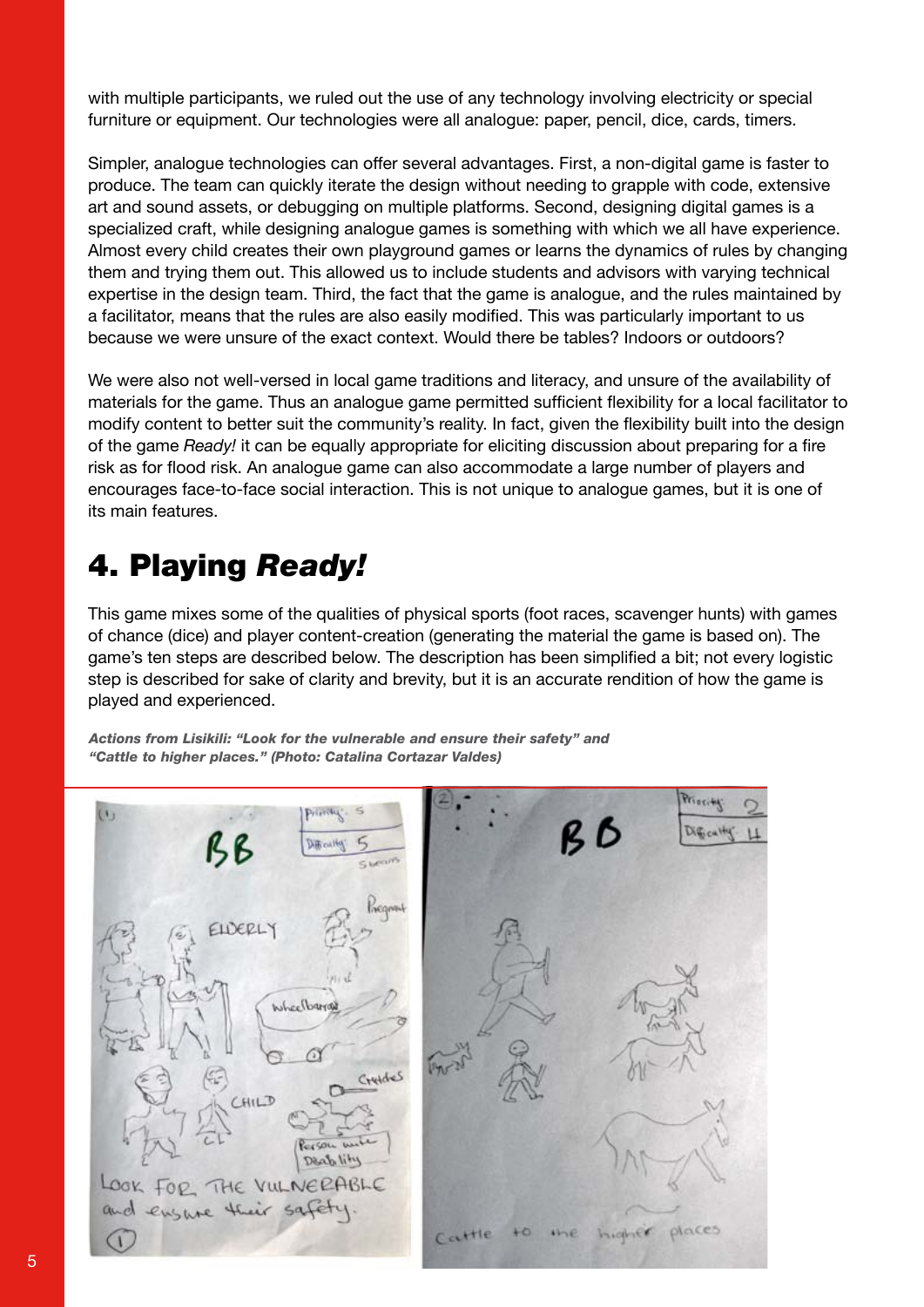with multiple participants, we ruled out the use of any technology involving electricity or special furniture or equipment. Our technologies were all analogue: paper, pencil, dice, cards, timers.

Simpler, analogue technologies can offer several advantages. First, a non-digital game is faster to produce. The team can quickly iterate the design without needing to grapple with code, extensive art and sound assets, or debugging on multiple platforms. Second, designing digital games is a specialized craft, while designing analogue games is something with which we all have experience. Almost every child creates their own playground games or learns the dynamics of rules by changing them and trying them out. This allowed us to include students and advisors with varying technical expertise in the design team. Third, the fact that the game is analogue, and the rules maintained by a facilitator, means that the rules are also easily modified. This was particularly important to us because we were unsure of the exact context. Would there be tables? Indoors or outdoors?

We were also not well-versed in local game traditions and literacy, and unsure of the availability of materials for the game. Thus an analogue game permitted sufficient flexibility for a local facilitator to modify content to better suit the community's reality. In fact, given the flexibility built into the design of the game *Ready!* it can be equally appropriate for eliciting discussion about preparing for a fire risk as for flood risk. An analogue game can also accommodate a large number of players and encourages face-to-face social interaction. This is not unique to analogue games, but it is one of its main features.

## 4. Playing *Ready!*

This game mixes some of the qualities of physical sports (foot races, scavenger hunts) with games of chance (dice) and player content-creation (generating the material the game is based on). The game's ten steps are described below. The description has been simplified a bit; not every logistic step is described for sake of clarity and brevity, but it is an accurate rendition of how the game is played and experienced.

***Actions from Lisikili: "Look for the vulnerable and ensure their safety" and "Cattle to higher places." (Photo: Catalina Cortazar Valdes)***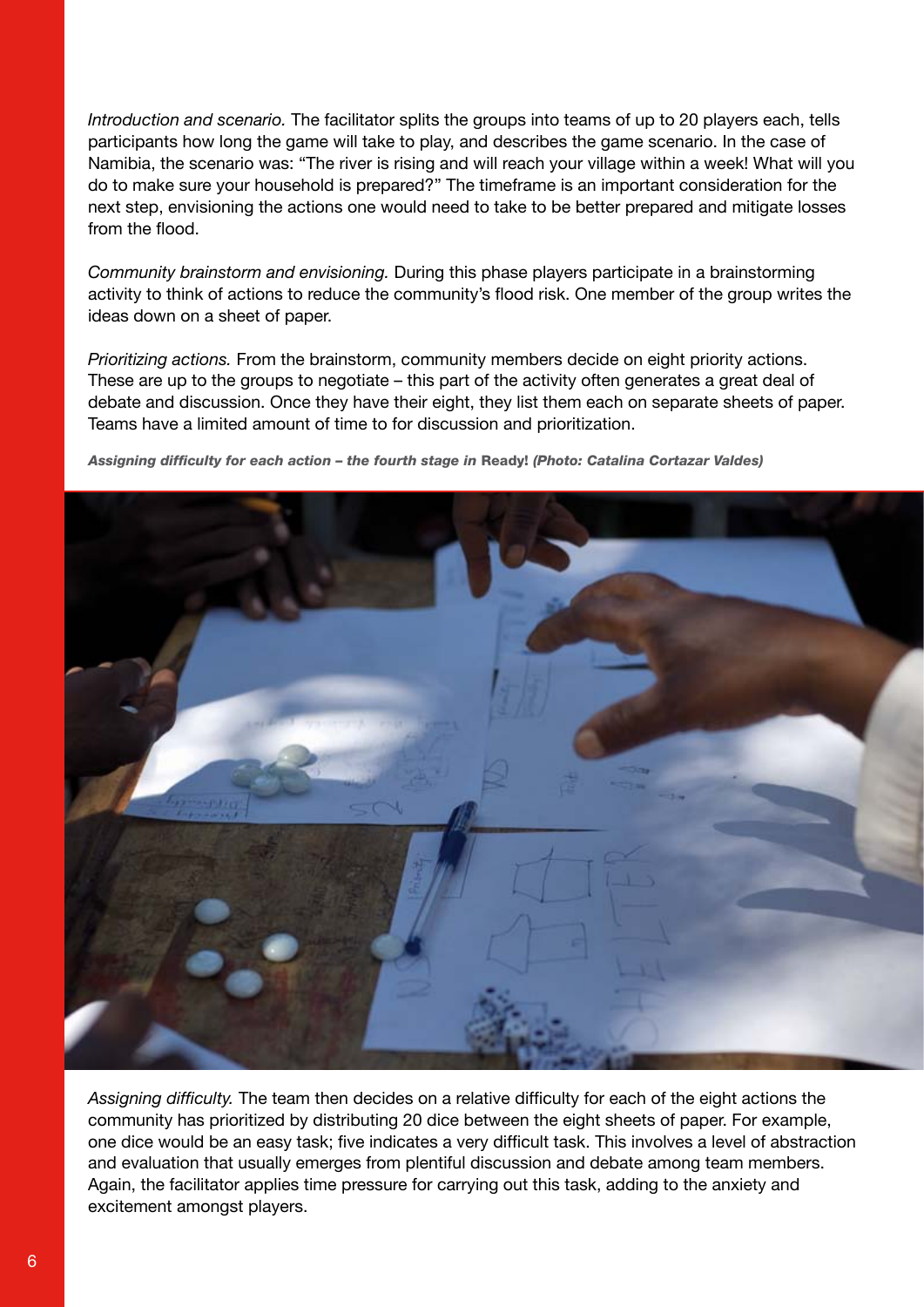*Introduction and scenario.* The facilitator splits the groups into teams of up to 20 players each, tells participants how long the game will take to play, and describes the game scenario. In the case of Namibia, the scenario was: "The river is rising and will reach your village within a week! What will you do to make sure your household is prepared?" The timeframe is an important consideration for the next step, envisioning the actions one would need to take to be better prepared and mitigate losses from the flood.

*Community brainstorm and envisioning.* During this phase players participate in a brainstorming activity to think of actions to reduce the community's flood risk. One member of the group writes the ideas down on a sheet of paper.

*Prioritizing actions.* From the brainstorm, community members decide on eight priority actions. These are up to the groups to negotiate – this part of the activity often generates a great deal of debate and discussion. Once they have their eight, they list them each on separate sheets of paper. Teams have a limited amount of time to for discussion and prioritization.

***Assigning difficulty for each action – the fourth stage in* Ready! *(Photo: Catalina Cortazar Valdes)***

*Assigning difficulty.* The team then decides on a relative difficulty for each of the eight actions the community has prioritized by distributing 20 dice between the eight sheets of paper. For example, one dice would be an easy task; five indicates a very difficult task. This involves a level of abstraction and evaluation that usually emerges from plentiful discussion and debate among team members. Again, the facilitator applies time pressure for carrying out this task, adding to the anxiety and excitement amongst players.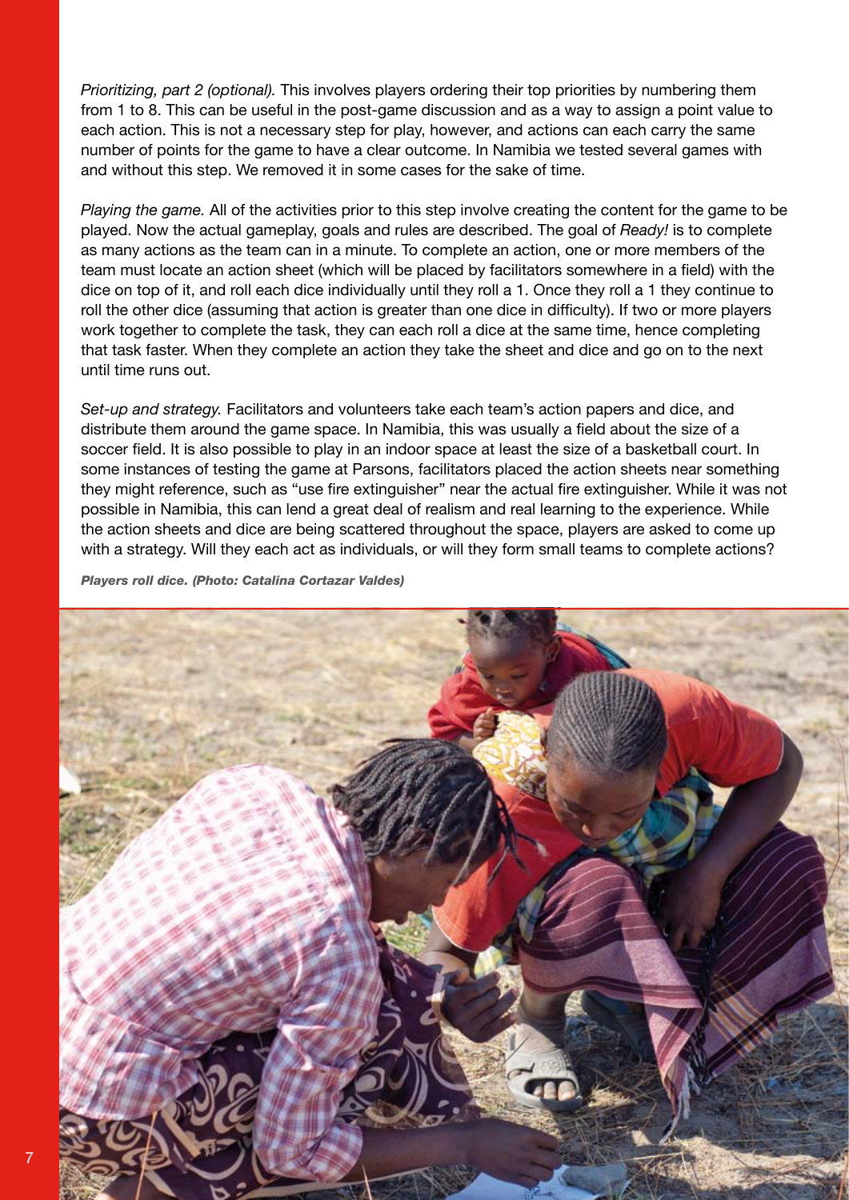*Prioritizing, part 2 (optional).* This involves players ordering their top priorities by numbering them from 1 to 8. This can be useful in the post-game discussion and as a way to assign a point value to each action. This is not a necessary step for play, however, and actions can each carry the same number of points for the game to have a clear outcome. In Namibia we tested several games with and without this step. We removed it in some cases for the sake of time.

*Playing the game.* All of the activities prior to this step involve creating the content for the game to be played. Now the actual gameplay, goals and rules are described. The goal of *Ready!* is to complete as many actions as the team can in a minute. To complete an action, one or more members of the team must locate an action sheet (which will be placed by facilitators somewhere in a field) with the dice on top of it, and roll each dice individually until they roll a 1. Once they roll a 1 they continue to roll the other dice (assuming that action is greater than one dice in difficulty). If two or more players work together to complete the task, they can each roll a dice at the same time, hence completing that task faster. When they complete an action they take the sheet and dice and go on to the next until time runs out.

*Set-up and strategy.* Facilitators and volunteers take each team's action papers and dice, and distribute them around the game space. In Namibia, this was usually a field about the size of a soccer field. It is also possible to play in an indoor space at least the size of a basketball court. In some instances of testing the game at Parsons, facilitators placed the action sheets near something they might reference, such as "use fire extinguisher" near the actual fire extinguisher. While it was not possible in Namibia, this can lend a great deal of realism and real learning to the experience. While the action sheets and dice are being scattered throughout the space, players are asked to come up with a strategy. Will they each act as individuals, or will they form small teams to complete actions?

***Players roll dice. (Photo: Catalina Cortazar Valdes)***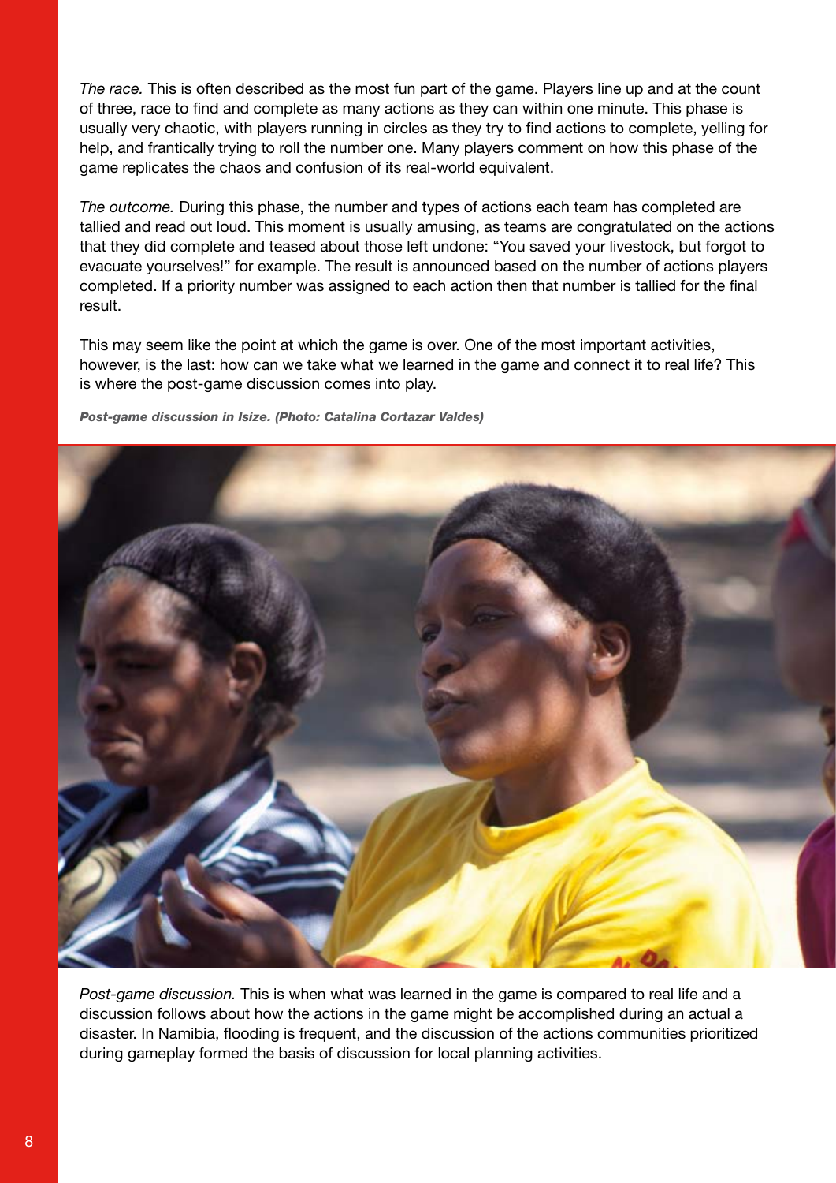*The race.* This is often described as the most fun part of the game. Players line up and at the count of three, race to find and complete as many actions as they can within one minute. This phase is usually very chaotic, with players running in circles as they try to find actions to complete, yelling for help, and frantically trying to roll the number one. Many players comment on how this phase of the game replicates the chaos and confusion of its real-world equivalent.

*The outcome.* During this phase, the number and types of actions each team has completed are tallied and read out loud. This moment is usually amusing, as teams are congratulated on the actions that they did complete and teased about those left undone: "You saved your livestock, but forgot to evacuate yourselves!" for example. The result is announced based on the number of actions players completed. If a priority number was assigned to each action then that number is tallied for the final result.

This may seem like the point at which the game is over. One of the most important activities, however, is the last: how can we take what we learned in the game and connect it to real life? This is where the post-game discussion comes into play.

***Post-game discussion in Isize. (Photo: Catalina Cortazar Valdes)***

*Post-game discussion.* This is when what was learned in the game is compared to real life and a discussion follows about how the actions in the game might be accomplished during an actual a disaster. In Namibia, flooding is frequent, and the discussion of the actions communities prioritized during gameplay formed the basis of discussion for local planning activities.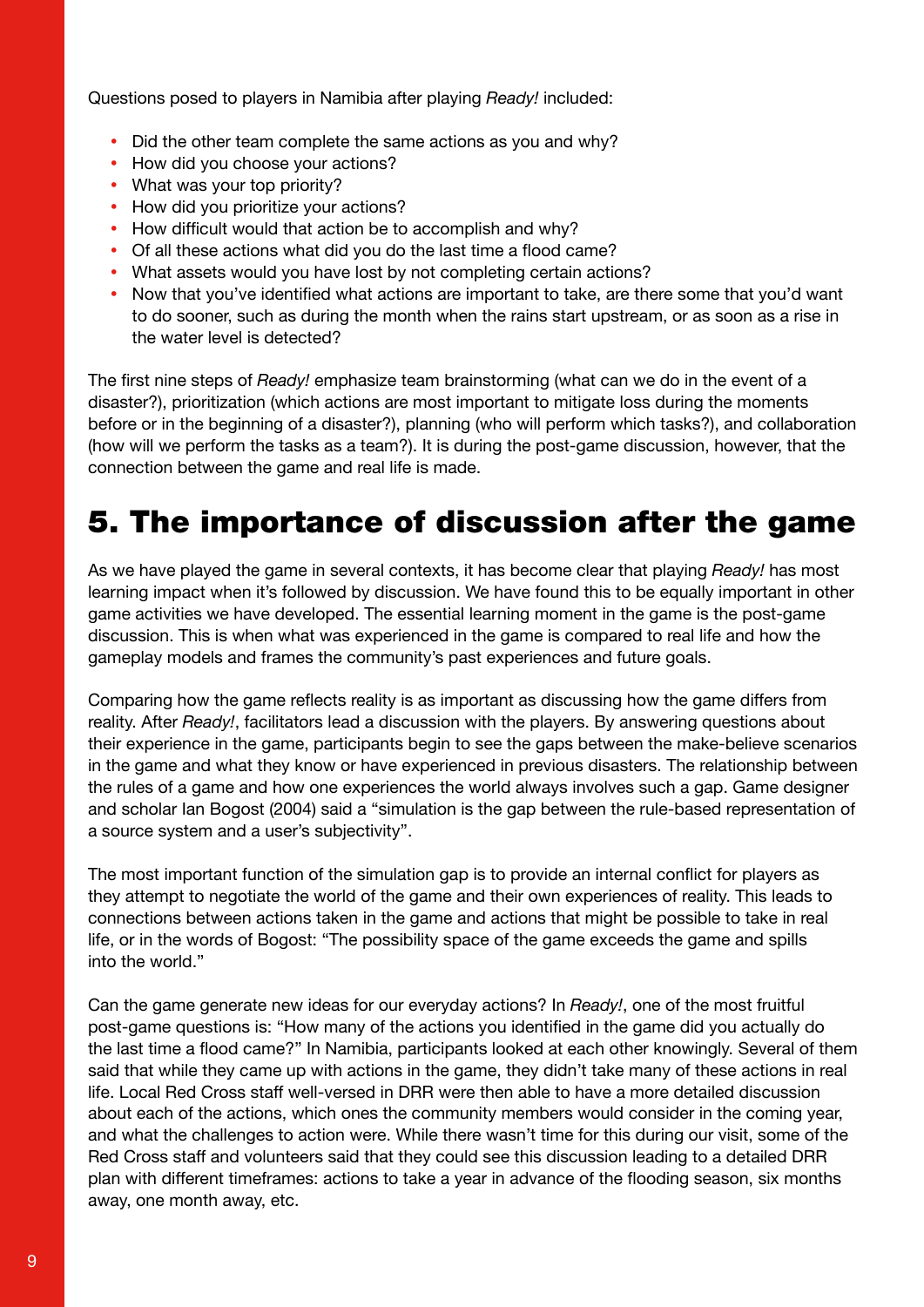Questions posed to players in Namibia after playing *Ready!* included:

- Did the other team complete the same actions as you and why?
- How did you choose your actions?
- What was your top priority?
- How did you prioritize your actions?
- How difficult would that action be to accomplish and why?
- Of all these actions what did you do the last time a flood came?
- What assets would you have lost by not completing certain actions?
- Now that you've identified what actions are important to take, are there some that you'd want to do sooner, such as during the month when the rains start upstream, or as soon as a rise in the water level is detected?

The first nine steps of *Ready!* emphasize team brainstorming (what can we do in the event of a disaster?), prioritization (which actions are most important to mitigate loss during the moments before or in the beginning of a disaster?), planning (who will perform which tasks?), and collaboration (how will we perform the tasks as a team?). It is during the post-game discussion, however, that the connection between the game and real life is made.

## 5. The importance of discussion after the game

As we have played the game in several contexts, it has become clear that playing *Ready!* has most learning impact when it's followed by discussion. We have found this to be equally important in other game activities we have developed. The essential learning moment in the game is the post-game discussion. This is when what was experienced in the game is compared to real life and how the gameplay models and frames the community's past experiences and future goals.

Comparing how the game reflects reality is as important as discussing how the game differs from reality. After *Ready!*, facilitators lead a discussion with the players. By answering questions about their experience in the game, participants begin to see the gaps between the make-believe scenarios in the game and what they know or have experienced in previous disasters. The relationship between the rules of a game and how one experiences the world always involves such a gap. Game designer and scholar Ian Bogost (2004) said a "simulation is the gap between the rule-based representation of a source system and a user's subjectivity".

The most important function of the simulation gap is to provide an internal conflict for players as they attempt to negotiate the world of the game and their own experiences of reality. This leads to connections between actions taken in the game and actions that might be possible to take in real life, or in the words of Bogost: "The possibility space of the game exceeds the game and spills into the world."

Can the game generate new ideas for our everyday actions? In *Ready!*, one of the most fruitful post-game questions is: "How many of the actions you identified in the game did you actually do the last time a flood came?" In Namibia, participants looked at each other knowingly. Several of them said that while they came up with actions in the game, they didn't take many of these actions in real life. Local Red Cross staff well-versed in DRR were then able to have a more detailed discussion about each of the actions, which ones the community members would consider in the coming year, and what the challenges to action were. While there wasn't time for this during our visit, some of the Red Cross staff and volunteers said that they could see this discussion leading to a detailed DRR plan with different timeframes: actions to take a year in advance of the flooding season, six months away, one month away, etc.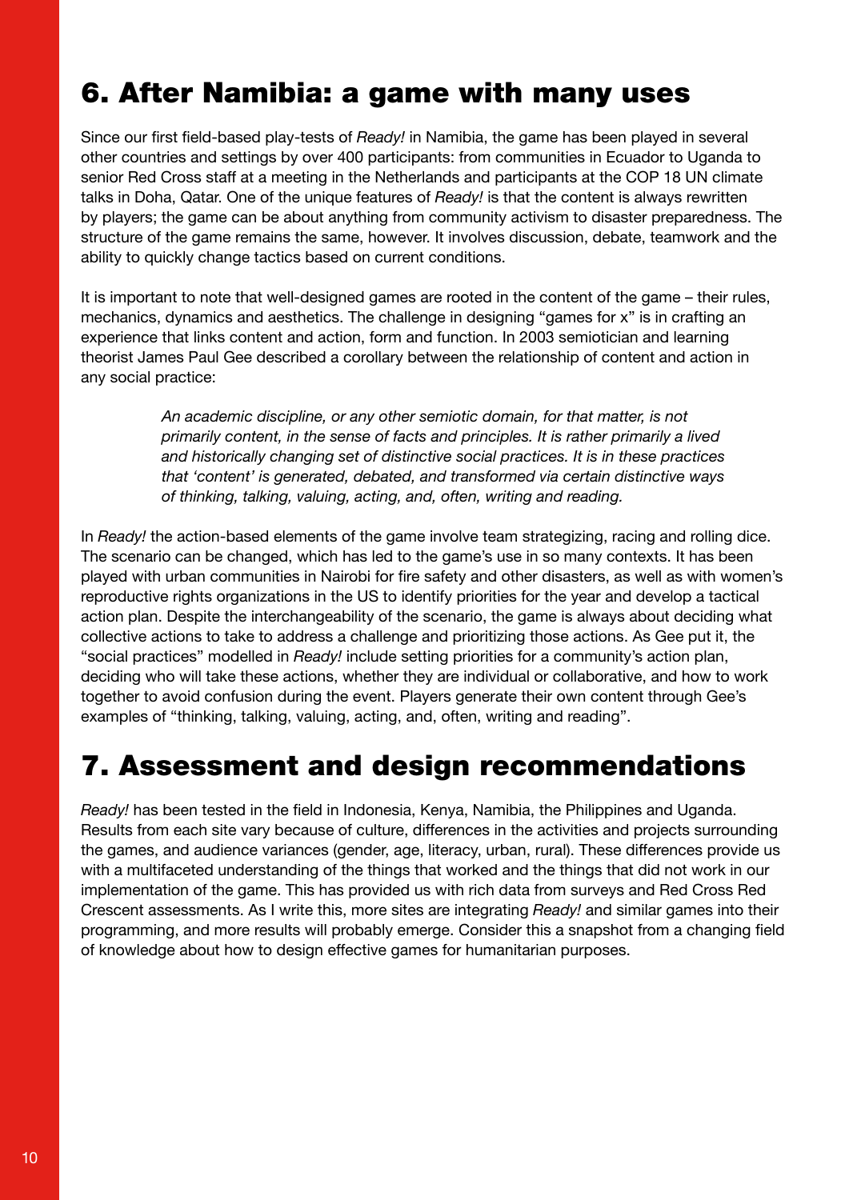## 6. After Namibia: a game with many uses

Since our first field-based play-tests of *Ready!* in Namibia, the game has been played in several other countries and settings by over 400 participants: from communities in Ecuador to Uganda to senior Red Cross staff at a meeting in the Netherlands and participants at the COP 18 UN climate talks in Doha, Qatar. One of the unique features of *Ready!* is that the content is always rewritten by players; the game can be about anything from community activism to disaster preparedness. The structure of the game remains the same, however. It involves discussion, debate, teamwork and the ability to quickly change tactics based on current conditions.

It is important to note that well-designed games are rooted in the content of the game – their rules, mechanics, dynamics and aesthetics. The challenge in designing "games for x" is in crafting an experience that links content and action, form and function. In 2003 semiotician and learning theorist James Paul Gee described a corollary between the relationship of content and action in any social practice:

> *An academic discipline, or any other semiotic domain, for that matter, is not primarily content, in the sense of facts and principles. It is rather primarily a lived and historically changing set of distinctive social practices. It is in these practices that 'content' is generated, debated, and transformed via certain distinctive ways of thinking, talking, valuing, acting, and, often, writing and reading.*

In *Ready!* the action-based elements of the game involve team strategizing, racing and rolling dice. The scenario can be changed, which has led to the game's use in so many contexts. It has been played with urban communities in Nairobi for fire safety and other disasters, as well as with women's reproductive rights organizations in the US to identify priorities for the year and develop a tactical action plan. Despite the interchangeability of the scenario, the game is always about deciding what collective actions to take to address a challenge and prioritizing those actions. As Gee put it, the "social practices" modelled in *Ready!* include setting priorities for a community's action plan, deciding who will take these actions, whether they are individual or collaborative, and how to work together to avoid confusion during the event. Players generate their own content through Gee's examples of "thinking, talking, valuing, acting, and, often, writing and reading".

## 7. Assessment and design recommendations

*Ready!* has been tested in the field in Indonesia, Kenya, Namibia, the Philippines and Uganda. Results from each site vary because of culture, differences in the activities and projects surrounding the games, and audience variances (gender, age, literacy, urban, rural). These differences provide us with a multifaceted understanding of the things that worked and the things that did not work in our implementation of the game. This has provided us with rich data from surveys and Red Cross Red Crescent assessments. As I write this, more sites are integrating *Ready!* and similar games into their programming, and more results will probably emerge. Consider this a snapshot from a changing field of knowledge about how to design effective games for humanitarian purposes.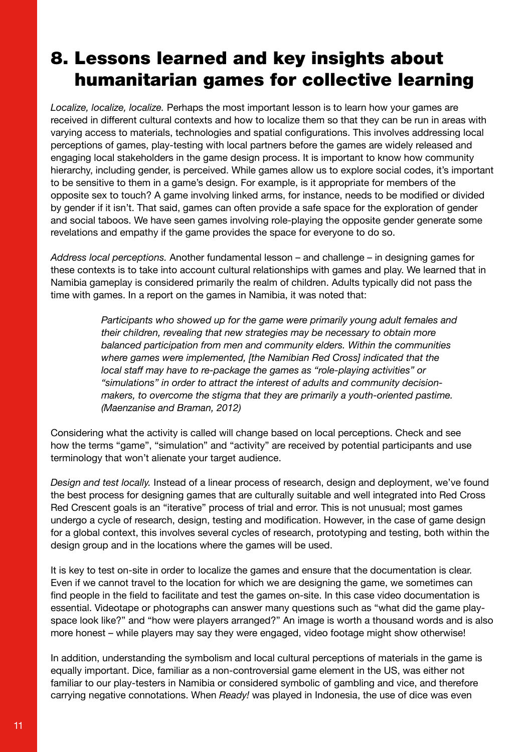# 8. Lessons learned and key insights about humanitarian games for collective learning

*Localize, localize, localize.* Perhaps the most important lesson is to learn how your games are received in different cultural contexts and how to localize them so that they can be run in areas with varying access to materials, technologies and spatial configurations. This involves addressing local perceptions of games, play-testing with local partners before the games are widely released and engaging local stakeholders in the game design process. It is important to know how community hierarchy, including gender, is perceived. While games allow us to explore social codes, it's important to be sensitive to them in a game's design. For example, is it appropriate for members of the opposite sex to touch? A game involving linked arms, for instance, needs to be modified or divided by gender if it isn't. That said, games can often provide a safe space for the exploration of gender and social taboos. We have seen games involving role-playing the opposite gender generate some revelations and empathy if the game provides the space for everyone to do so.

*Address local perceptions.* Another fundamental lesson – and challenge – in designing games for these contexts is to take into account cultural relationships with games and play. We learned that in Namibia gameplay is considered primarily the realm of children. Adults typically did not pass the time with games. In a report on the games in Namibia, it was noted that:

> *Participants who showed up for the game were primarily young adult females and their children, revealing that new strategies may be necessary to obtain more balanced participation from men and community elders. Within the communities where games were implemented, [the Namibian Red Cross] indicated that the local staff may have to re-package the games as "role-playing activities" or "simulations" in order to attract the interest of adults and community decision-makers, to overcome the stigma that they are primarily a youth-oriented pastime. (Maenzanise and Braman, 2012)*

Considering what the activity is called will change based on local perceptions. Check and see how the terms "game", "simulation" and "activity" are received by potential participants and use terminology that won't alienate your target audience.

*Design and test locally.* Instead of a linear process of research, design and deployment, we've found the best process for designing games that are culturally suitable and well integrated into Red Cross Red Crescent goals is an "iterative" process of trial and error. This is not unusual; most games undergo a cycle of research, design, testing and modification. However, in the case of game design for a global context, this involves several cycles of research, prototyping and testing, both within the design group and in the locations where the games will be used.

It is key to test on-site in order to localize the games and ensure that the documentation is clear. Even if we cannot travel to the location for which we are designing the game, we sometimes can find people in the field to facilitate and test the games on-site. In this case video documentation is essential. Videotape or photographs can answer many questions such as "what did the game play-space look like?" and "how were players arranged?" An image is worth a thousand words and is also more honest – while players may say they were engaged, video footage might show otherwise!

In addition, understanding the symbolism and local cultural perceptions of materials in the game is equally important. Dice, familiar as a non-controversial game element in the US, was either not familiar to our play-testers in Namibia or considered symbolic of gambling and vice, and therefore carrying negative connotations. When *Ready!* was played in Indonesia, the use of dice was even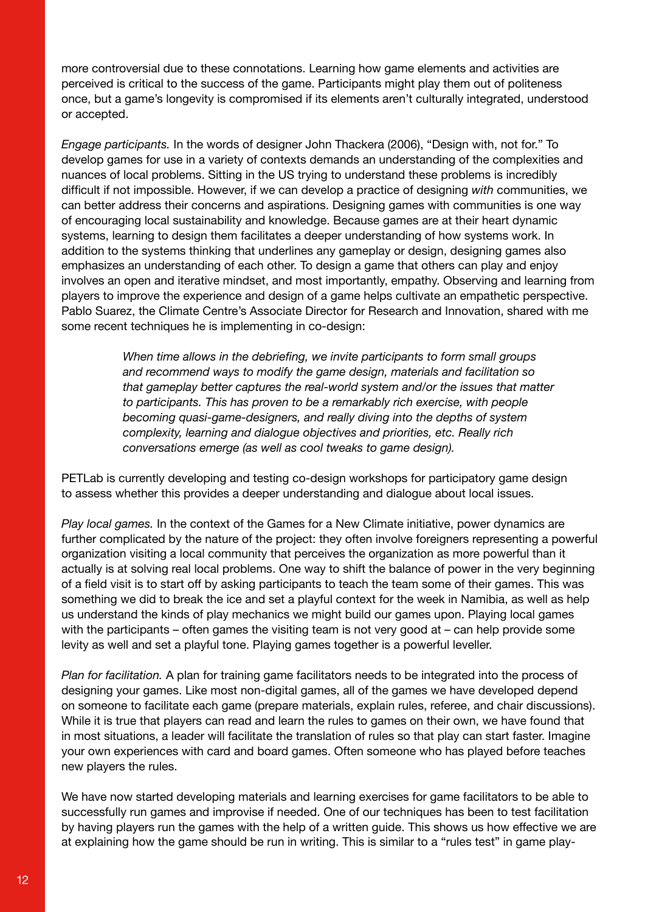more controversial due to these connotations. Learning how game elements and activities are perceived is critical to the success of the game. Participants might play them out of politeness once, but a game's longevity is compromised if its elements aren't culturally integrated, understood or accepted.

*Engage participants.* In the words of designer John Thackera (2006), "Design with, not for." To develop games for use in a variety of contexts demands an understanding of the complexities and nuances of local problems. Sitting in the US trying to understand these problems is incredibly difficult if not impossible. However, if we can develop a practice of designing *with* communities, we can better address their concerns and aspirations. Designing games with communities is one way of encouraging local sustainability and knowledge. Because games are at their heart dynamic systems, learning to design them facilitates a deeper understanding of how systems work. In addition to the systems thinking that underlines any gameplay or design, designing games also emphasizes an understanding of each other. To design a game that others can play and enjoy involves an open and iterative mindset, and most importantly, empathy. Observing and learning from players to improve the experience and design of a game helps cultivate an empathetic perspective. Pablo Suarez, the Climate Centre's Associate Director for Research and Innovation, shared with me some recent techniques he is implementing in co-design:

> *When time allows in the debriefing, we invite participants to form small groups and recommend ways to modify the game design, materials and facilitation so that gameplay better captures the real-world system and/or the issues that matter to participants. This has proven to be a remarkably rich exercise, with people becoming quasi-game-designers, and really diving into the depths of system complexity, learning and dialogue objectives and priorities, etc. Really rich conversations emerge (as well as cool tweaks to game design).*

PETLab is currently developing and testing co-design workshops for participatory game design to assess whether this provides a deeper understanding and dialogue about local issues.

*Play local games.* In the context of the Games for a New Climate initiative, power dynamics are further complicated by the nature of the project: they often involve foreigners representing a powerful organization visiting a local community that perceives the organization as more powerful than it actually is at solving real local problems. One way to shift the balance of power in the very beginning of a field visit is to start off by asking participants to teach the team some of their games. This was something we did to break the ice and set a playful context for the week in Namibia, as well as help us understand the kinds of play mechanics we might build our games upon. Playing local games with the participants – often games the visiting team is not very good at – can help provide some levity as well and set a playful tone. Playing games together is a powerful leveller.

*Plan for facilitation.* A plan for training game facilitators needs to be integrated into the process of designing your games. Like most non-digital games, all of the games we have developed depend on someone to facilitate each game (prepare materials, explain rules, referee, and chair discussions). While it is true that players can read and learn the rules to games on their own, we have found that in most situations, a leader will facilitate the translation of rules so that play can start faster. Imagine your own experiences with card and board games. Often someone who has played before teaches new players the rules.

We have now started developing materials and learning exercises for game facilitators to be able to successfully run games and improvise if needed. One of our techniques has been to test facilitation by having players run the games with the help of a written guide. This shows us how effective we are at explaining how the game should be run in writing. This is similar to a "rules test" in game play-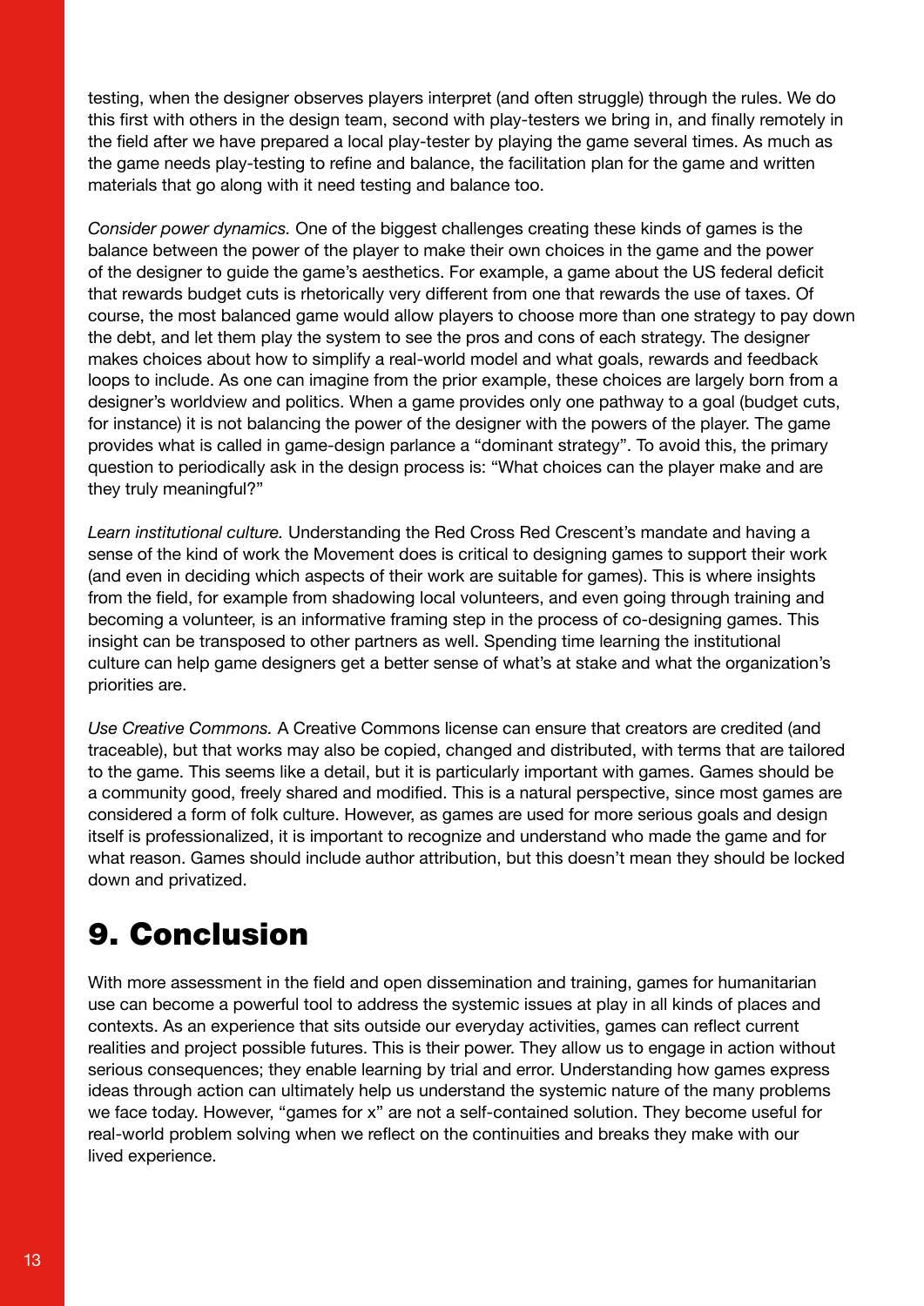testing, when the designer observes players interpret (and often struggle) through the rules. We do this first with others in the design team, second with play-testers we bring in, and finally remotely in the field after we have prepared a local play-tester by playing the game several times. As much as the game needs play-testing to refine and balance, the facilitation plan for the game and written materials that go along with it need testing and balance too.

*Consider power dynamics.* One of the biggest challenges creating these kinds of games is the balance between the power of the player to make their own choices in the game and the power of the designer to guide the game's aesthetics. For example, a game about the US federal deficit that rewards budget cuts is rhetorically very different from one that rewards the use of taxes. Of course, the most balanced game would allow players to choose more than one strategy to pay down the debt, and let them play the system to see the pros and cons of each strategy. The designer makes choices about how to simplify a real-world model and what goals, rewards and feedback loops to include. As one can imagine from the prior example, these choices are largely born from a designer's worldview and politics. When a game provides only one pathway to a goal (budget cuts, for instance) it is not balancing the power of the designer with the powers of the player. The game provides what is called in game-design parlance a "dominant strategy". To avoid this, the primary question to periodically ask in the design process is: "What choices can the player make and are they truly meaningful?"

*Learn institutional culture.* Understanding the Red Cross Red Crescent's mandate and having a sense of the kind of work the Movement does is critical to designing games to support their work (and even in deciding which aspects of their work are suitable for games). This is where insights from the field, for example from shadowing local volunteers, and even going through training and becoming a volunteer, is an informative framing step in the process of co-designing games. This insight can be transposed to other partners as well. Spending time learning the institutional culture can help game designers get a better sense of what's at stake and what the organization's priorities are.

*Use Creative Commons.* A Creative Commons license can ensure that creators are credited (and traceable), but that works may also be copied, changed and distributed, with terms that are tailored to the game. This seems like a detail, but it is particularly important with games. Games should be a community good, freely shared and modified. This is a natural perspective, since most games are considered a form of folk culture. However, as games are used for more serious goals and design itself is professionalized, it is important to recognize and understand who made the game and for what reason. Games should include author attribution, but this doesn't mean they should be locked down and privatized.

# 9. Conclusion

With more assessment in the field and open dissemination and training, games for humanitarian use can become a powerful tool to address the systemic issues at play in all kinds of places and contexts. As an experience that sits outside our everyday activities, games can reflect current realities and project possible futures. This is their power. They allow us to engage in action without serious consequences; they enable learning by trial and error. Understanding how games express ideas through action can ultimately help us understand the systemic nature of the many problems we face today. However, "games for x" are not a self-contained solution. They become useful for real-world problem solving when we reflect on the continuities and breaks they make with our lived experience.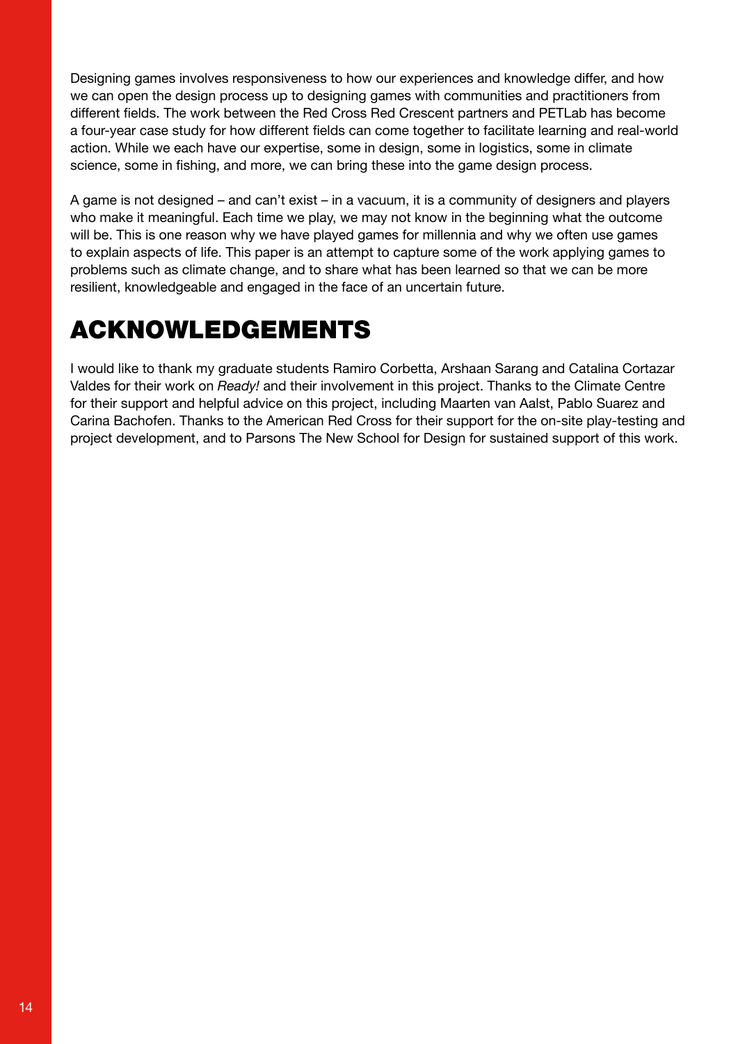Designing games involves responsiveness to how our experiences and knowledge differ, and how we can open the design process up to designing games with communities and practitioners from different fields. The work between the Red Cross Red Crescent partners and PETLab has become a four-year case study for how different fields can come together to facilitate learning and real-world action. While we each have our expertise, some in design, some in logistics, some in climate science, some in fishing, and more, we can bring these into the game design process.

A game is not designed – and can't exist – in a vacuum, it is a community of designers and players who make it meaningful. Each time we play, we may not know in the beginning what the outcome will be. This is one reason why we have played games for millennia and why we often use games to explain aspects of life. This paper is an attempt to capture some of the work applying games to problems such as climate change, and to share what has been learned so that we can be more resilient, knowledgeable and engaged in the face of an uncertain future.

## ACKNOWLEDGEMENTS

I would like to thank my graduate students Ramiro Corbetta, Arshaan Sarang and Catalina Cortazar Valdes for their work on *Ready!* and their involvement in this project. Thanks to the Climate Centre for their support and helpful advice on this project, including Maarten van Aalst, Pablo Suarez and Carina Bachofen. Thanks to the American Red Cross for their support for the on-site play-testing and project development, and to Parsons The New School for Design for sustained support of this work.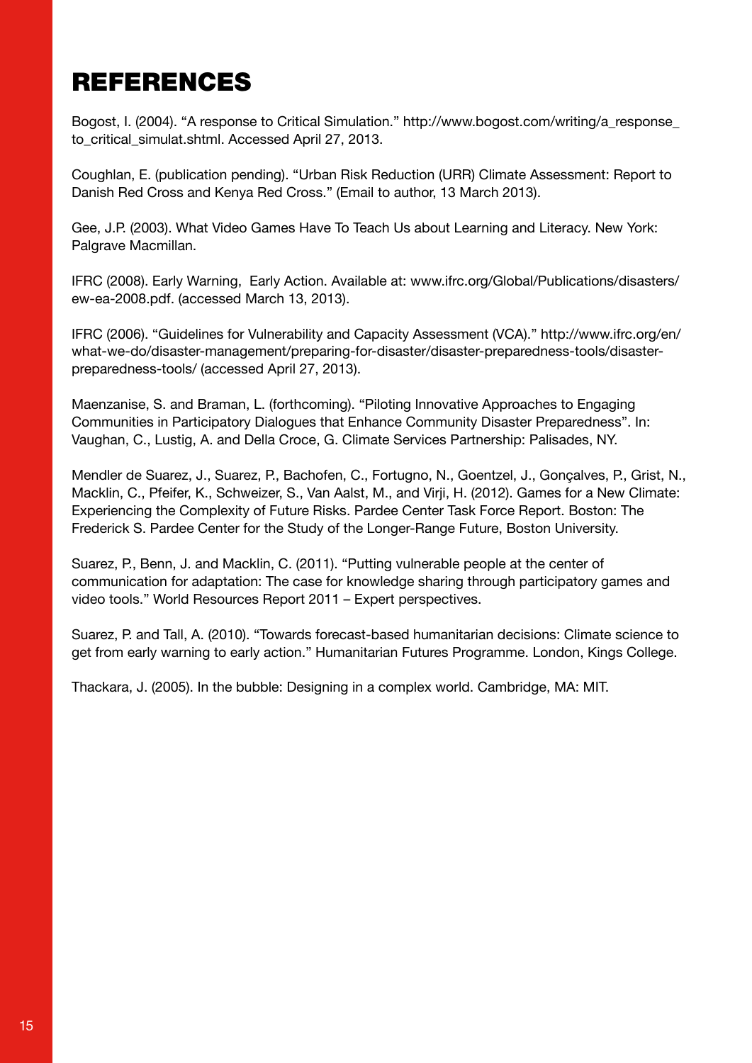# REFERENCES

Bogost, I. (2004). "A response to Critical Simulation." http://www.bogost.com/writing/a_response_to_critical_simulat.shtml. Accessed April 27, 2013.

Coughlan, E. (publication pending). "Urban Risk Reduction (URR) Climate Assessment: Report to Danish Red Cross and Kenya Red Cross." (Email to author, 13 March 2013).

Gee, J.P. (2003). What Video Games Have To Teach Us about Learning and Literacy. New York: Palgrave Macmillan.

IFRC (2008). Early Warning, Early Action. Available at: www.ifrc.org/Global/Publications/disasters/ew-ea-2008.pdf. (accessed March 13, 2013).

IFRC (2006). "Guidelines for Vulnerability and Capacity Assessment (VCA)." http://www.ifrc.org/en/what-we-do/disaster-management/preparing-for-disaster/disaster-preparedness-tools/disaster-preparedness-tools/ (accessed April 27, 2013).

Maenzanise, S. and Braman, L. (forthcoming). "Piloting Innovative Approaches to Engaging Communities in Participatory Dialogues that Enhance Community Disaster Preparedness". In: Vaughan, C., Lustig, A. and Della Croce, G. Climate Services Partnership: Palisades, NY.

Mendler de Suarez, J., Suarez, P., Bachofen, C., Fortugno, N., Goentzel, J., Gonçalves, P., Grist, N., Macklin, C., Pfeifer, K., Schweizer, S., Van Aalst, M., and Virji, H. (2012). Games for a New Climate: Experiencing the Complexity of Future Risks. Pardee Center Task Force Report. Boston: The Frederick S. Pardee Center for the Study of the Longer-Range Future, Boston University.

Suarez, P., Benn, J. and Macklin, C. (2011). "Putting vulnerable people at the center of communication for adaptation: The case for knowledge sharing through participatory games and video tools." World Resources Report 2011 – Expert perspectives.

Suarez, P. and Tall, A. (2010). "Towards forecast-based humanitarian decisions: Climate science to get from early warning to early action." Humanitarian Futures Programme. London, Kings College.

Thackara, J. (2005). In the bubble: Designing in a complex world. Cambridge, MA: MIT.